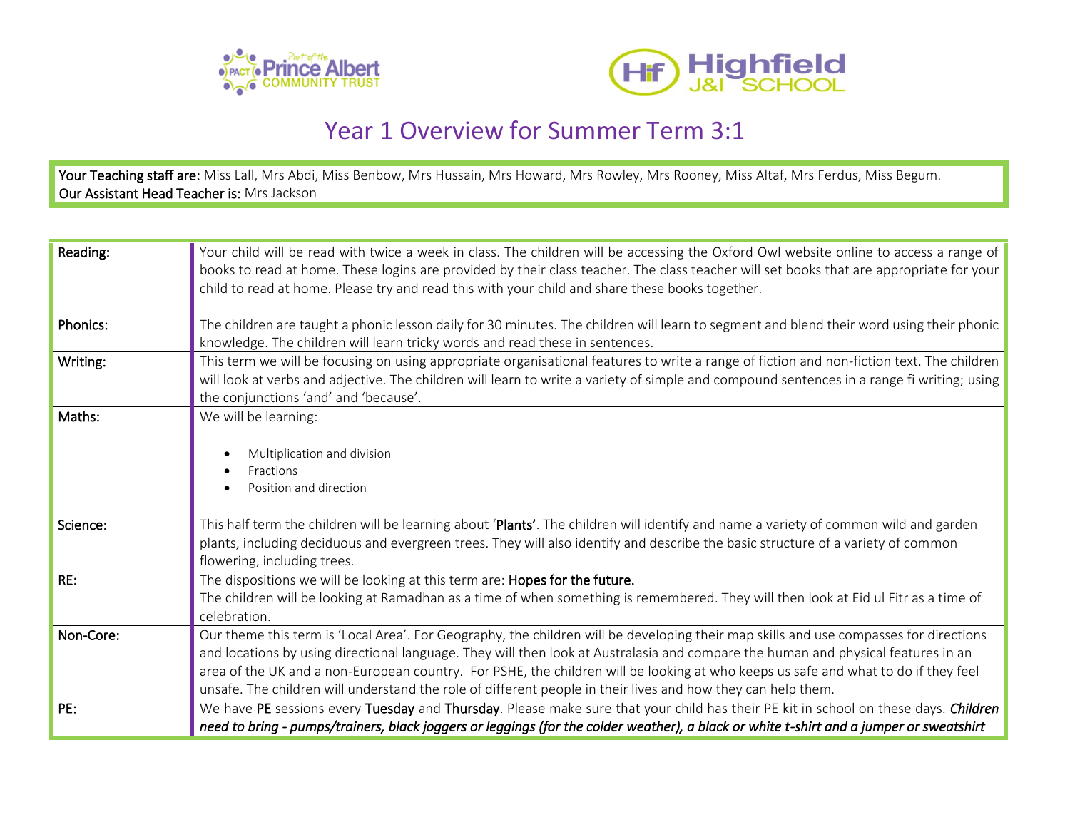# Year 1 Overview for Summer Term 3:1

**Your Teaching staff are:** Miss Lall, Mrs Abdi, Miss Benbow, Mrs Hussain, Mrs Howard, Mrs Rowley, Mrs Rooney, Miss Altaf, Mrs Ferdus, Miss Begum.
**Our Assistant Head Teacher is:** Mrs Jackson

| | |
|---|---|
| Reading:<br><br>Phonics: | Your child will be read with twice a week in class. The children will be accessing the Oxford Owl website online to access a range of books to read at home. These logins are provided by their class teacher. The class teacher will set books that are appropriate for your child to read at home. Please try and read this with your child and share these books together.<br><br>The children are taught a phonic lesson daily for 30 minutes. The children will learn to segment and blend their word using their phonic knowledge. The children will learn tricky words and read these in sentences. |
| Writing: | This term we will be focusing on using appropriate organisational features to write a range of fiction and non-fiction text. The children will look at verbs and adjective. The children will learn to write a variety of simple and compound sentences in a range fi writing; using the conjunctions 'and' and 'because'. |
| Maths: | We will be learning:<br><br>• Multiplication and division<br>• Fractions<br>• Position and direction |
| Science: | This half term the children will be learning about 'Plants'. The children will identify and name a variety of common wild and garden plants, including deciduous and evergreen trees. They will also identify and describe the basic structure of a variety of common flowering, including trees. |
| RE: | The dispositions we will be looking at this term are: Hopes for the future.<br>The children will be looking at Ramadhan as a time of when something is remembered. They will then look at Eid ul Fitr as a time of celebration. |
| Non-Core: | Our theme this term is 'Local Area'. For Geography, the children will be developing their map skills and use compasses for directions and locations by using directional language. They will then look at Australasia and compare the human and physical features in an area of the UK and a non-European country. For PSHE, the children will be looking at who keeps us safe and what to do if they feel unsafe. The children will understand the role of different people in their lives and how they can help them. |
| PE: | We have PE sessions every Tuesday and Thursday. Please make sure that your child has their PE kit in school on these days. *Children need to bring - pumps/trainers, black joggers or leggings (for the colder weather), a black or white t-shirt and a jumper or sweatshirt* |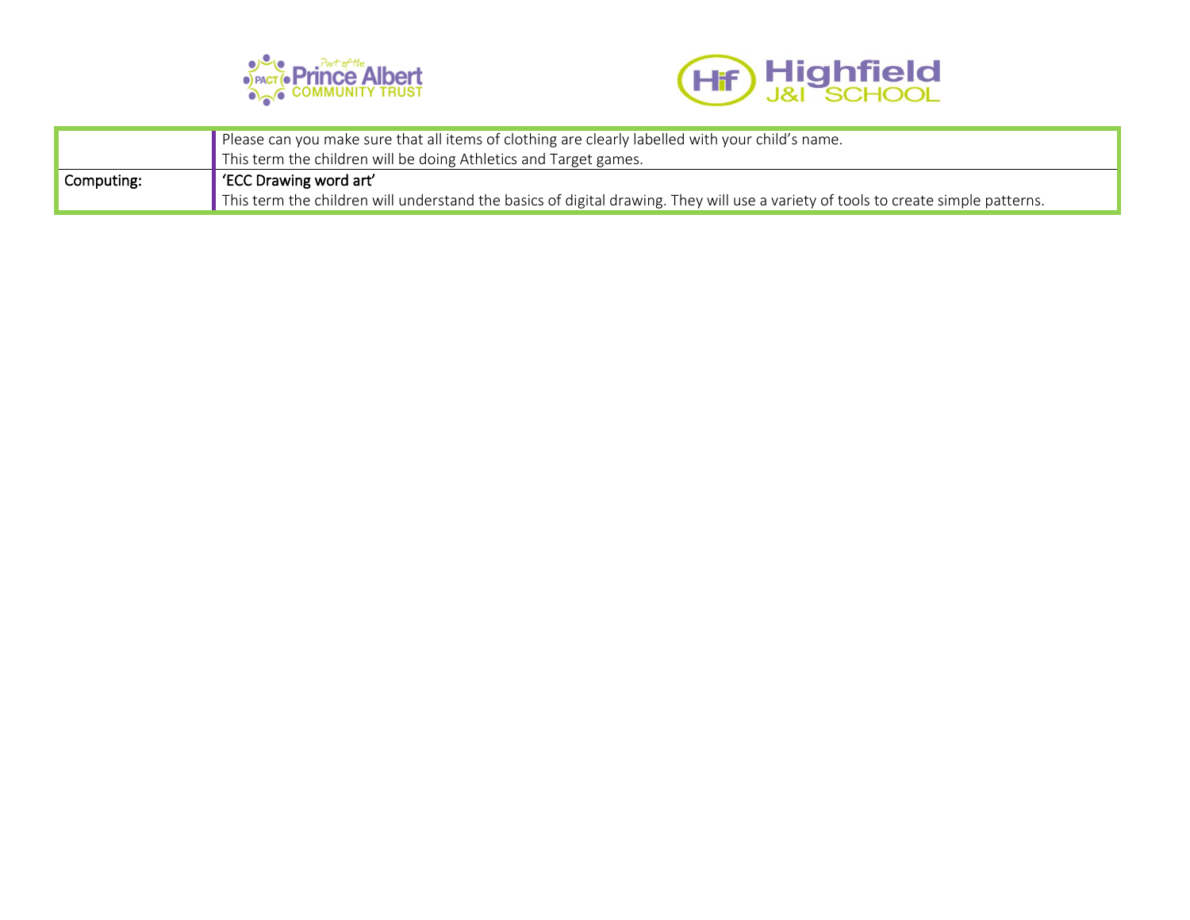| | |
|---|---|
| | Please can you make sure that all items of clothing are clearly labelled with your child's name.<br>This term the children will be doing Athletics and Target games. |
| Computing: | 'ECC Drawing word art'<br>This term the children will understand the basics of digital drawing. They will use a variety of tools to create simple patterns. |